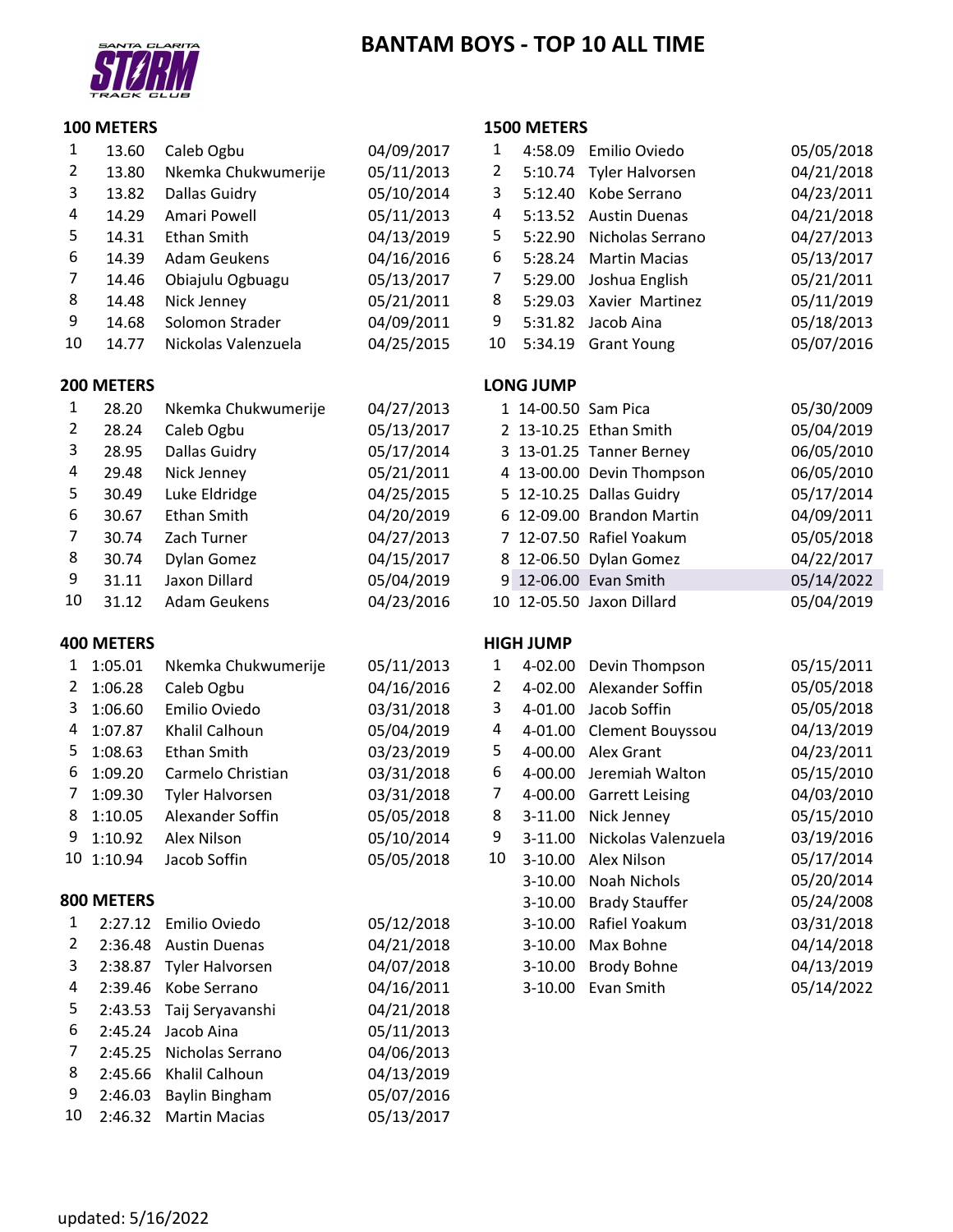# BANTAM BOYS - TOP 10 ALL TIME

Santa Clarita Storm Track Club

## 100 METERS

| | | | |
|---|---|---|---|
| 1 | 13.60 | Caleb Ogbu | 04/09/2017 |
| 2 | 13.80 | Nkemka Chukwumerije | 05/11/2013 |
| 3 | 13.82 | Dallas Guidry | 05/10/2014 |
| 4 | 14.29 | Amari Powell | 05/11/2013 |
| 5 | 14.31 | Ethan Smith | 04/13/2019 |
| 6 | 14.39 | Adam Geukens | 04/16/2016 |
| 7 | 14.46 | Obiajulu Ogbuagu | 05/13/2017 |
| 8 | 14.48 | Nick Jenney | 05/21/2011 |
| 9 | 14.68 | Solomon Strader | 04/09/2011 |
| 10 | 14.77 | Nickolas Valenzuela | 04/25/2015 |

## 200 METERS

| | | | |
|---|---|---|---|
| 1 | 28.20 | Nkemka Chukwumerije | 04/27/2013 |
| 2 | 28.24 | Caleb Ogbu | 05/13/2017 |
| 3 | 28.95 | Dallas Guidry | 05/17/2014 |
| 4 | 29.48 | Nick Jenney | 05/21/2011 |
| 5 | 30.49 | Luke Eldridge | 04/25/2015 |
| 6 | 30.67 | Ethan Smith | 04/20/2019 |
| 7 | 30.74 | Zach Turner | 04/27/2013 |
| 8 | 30.74 | Dylan Gomez | 04/15/2017 |
| 9 | 31.11 | Jaxon Dillard | 05/04/2019 |
| 10 | 31.12 | Adam Geukens | 04/23/2016 |

## 400 METERS

| | | | |
|---|---|---|---|
| 1 | 1:05.01 | Nkemka Chukwumerije | 05/11/2013 |
| 2 | 1:06.28 | Caleb Ogbu | 04/16/2016 |
| 3 | 1:06.60 | Emilio Oviedo | 03/31/2018 |
| 4 | 1:07.87 | Khalil Calhoun | 05/04/2019 |
| 5 | 1:08.63 | Ethan Smith | 03/23/2019 |
| 6 | 1:09.20 | Carmelo Christian | 03/31/2018 |
| 7 | 1:09.30 | Tyler Halvorsen | 03/31/2018 |
| 8 | 1:10.05 | Alexander Soffin | 05/05/2018 |
| 9 | 1:10.92 | Alex Nilson | 05/10/2014 |
| 10 | 1:10.94 | Jacob Soffin | 05/05/2018 |

## 800 METERS

| | | | |
|---|---|---|---|
| 1 | 2:27.12 | Emilio Oviedo | 05/12/2018 |
| 2 | 2:36.48 | Austin Duenas | 04/21/2018 |
| 3 | 2:38.87 | Tyler Halvorsen | 04/07/2018 |
| 4 | 2:39.46 | Kobe Serrano | 04/16/2011 |
| 5 | 2:43.53 | Taij Seryavanshi | 04/21/2018 |
| 6 | 2:45.24 | Jacob Aina | 05/11/2013 |
| 7 | 2:45.25 | Nicholas Serrano | 04/06/2013 |
| 8 | 2:45.66 | Khalil Calhoun | 04/13/2019 |
| 9 | 2:46.03 | Baylin Bingham | 05/07/2016 |
| 10 | 2:46.32 | Martin Macias | 05/13/2017 |

## 1500 METERS

| | | | |
|---|---|---|---|
| 1 | 4:58.09 | Emilio Oviedo | 05/05/2018 |
| 2 | 5:10.74 | Tyler Halvorsen | 04/21/2018 |
| 3 | 5:12.40 | Kobe Serrano | 04/23/2011 |
| 4 | 5:13.52 | Austin Duenas | 04/21/2018 |
| 5 | 5:22.90 | Nicholas Serrano | 04/27/2013 |
| 6 | 5:28.24 | Martin Macias | 05/13/2017 |
| 7 | 5:29.00 | Joshua English | 05/21/2011 |
| 8 | 5:29.03 | Xavier Martinez | 05/11/2019 |
| 9 | 5:31.82 | Jacob Aina | 05/18/2013 |
| 10 | 5:34.19 | Grant Young | 05/07/2016 |

## LONG JUMP

| | | | |
|---|---|---|---|
| 1 | 14-00.50 | Sam Pica | 05/30/2009 |
| 2 | 13-10.25 | Ethan Smith | 05/04/2019 |
| 3 | 13-01.25 | Tanner Berney | 06/05/2010 |
| 4 | 13-00.00 | Devin Thompson | 06/05/2010 |
| 5 | 12-10.25 | Dallas Guidry | 05/17/2014 |
| 6 | 12-09.00 | Brandon Martin | 04/09/2011 |
| 7 | 12-07.50 | Rafiel Yoakum | 05/05/2018 |
| 8 | 12-06.50 | Dylan Gomez | 04/22/2017 |
| 9 | 12-06.00 | Evan Smith | 05/14/2022 |
| 10 | 12-05.50 | Jaxon Dillard | 05/04/2019 |

## HIGH JUMP

| | | | |
|---|---|---|---|
| 1 | 4-02.00 | Devin Thompson | 05/15/2011 |
| 2 | 4-02.00 | Alexander Soffin | 05/05/2018 |
| 3 | 4-01.00 | Jacob Soffin | 05/05/2018 |
| 4 | 4-01.00 | Clement Bouyssou | 04/13/2019 |
| 5 | 4-00.00 | Alex Grant | 04/23/2011 |
| 6 | 4-00.00 | Jeremiah Walton | 05/15/2010 |
| 7 | 4-00.00 | Garrett Leising | 04/03/2010 |
| 8 | 3-11.00 | Nick Jenney | 05/15/2010 |
| 9 | 3-11.00 | Nickolas Valenzuela | 03/19/2016 |
| 10 | 3-10.00 | Alex Nilson | 05/17/2014 |
| | 3-10.00 | Noah Nichols | 05/20/2014 |
| | 3-10.00 | Brady Stauffer | 05/24/2008 |
| | 3-10.00 | Rafiel Yoakum | 03/31/2018 |
| | 3-10.00 | Max Bohne | 04/14/2018 |
| | 3-10.00 | Brody Bohne | 04/13/2019 |
| | 3-10.00 | Evan Smith | 05/14/2022 |

updated: 5/16/2022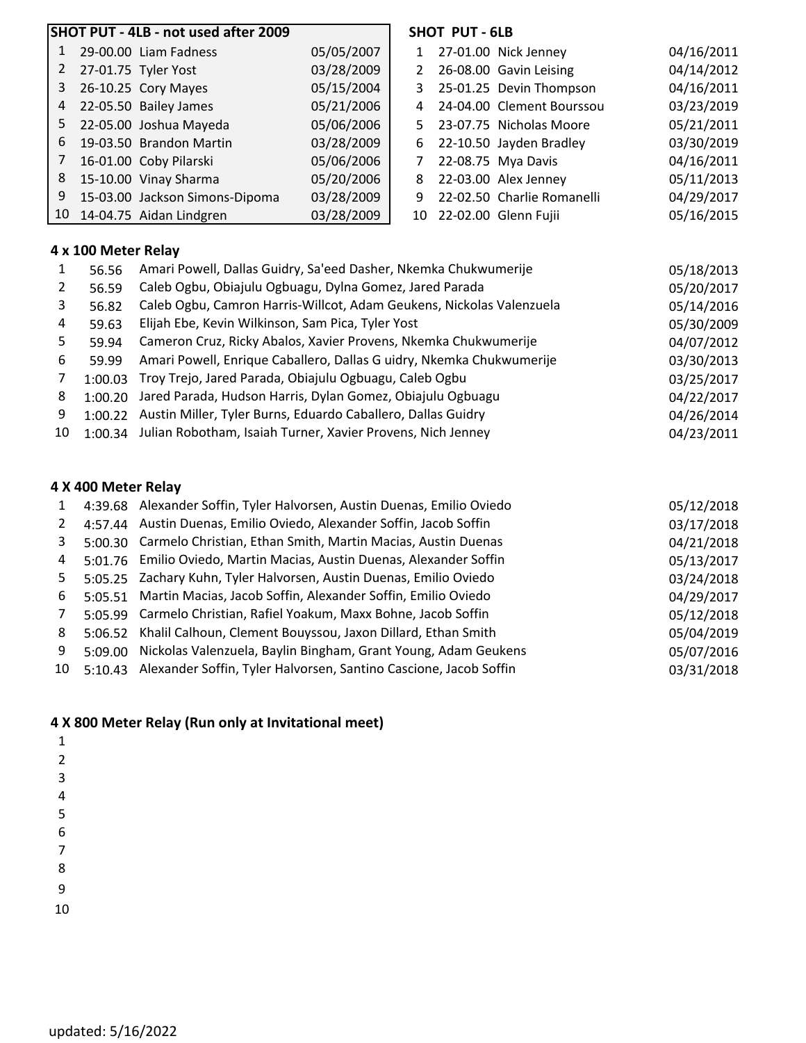### SHOT PUT - 4LB - not used after 2009

| | | | |
|---|---|---|---|
| 1 | 29-00.00 | Liam Fadness | 05/05/2007 |
| 2 | 27-01.75 | Tyler Yost | 03/28/2009 |
| 3 | 26-10.25 | Cory Mayes | 05/15/2004 |
| 4 | 22-05.50 | Bailey James | 05/21/2006 |
| 5 | 22-05.00 | Joshua Mayeda | 05/06/2006 |
| 6 | 19-03.50 | Brandon Martin | 03/28/2009 |
| 7 | 16-01.00 | Coby Pilarski | 05/06/2006 |
| 8 | 15-10.00 | Vinay Sharma | 05/20/2006 |
| 9 | 15-03.00 | Jackson Simons-Dipoma | 03/28/2009 |
| 10 | 14-04.75 | Aidan Lindgren | 03/28/2009 |

### SHOT PUT - 6LB

| | | | |
|---|---|---|---|
| 1 | 27-01.00 | Nick Jenney | 04/16/2011 |
| 2 | 26-08.00 | Gavin Leising | 04/14/2012 |
| 3 | 25-01.25 | Devin Thompson | 04/16/2011 |
| 4 | 24-04.00 | Clement Bourssou | 03/23/2019 |
| 5 | 23-07.75 | Nicholas Moore | 05/21/2011 |
| 6 | 22-10.50 | Jayden Bradley | 03/30/2019 |
| 7 | 22-08.75 | Mya Davis | 04/16/2011 |
| 8 | 22-03.00 | Alex Jenney | 05/11/2013 |
| 9 | 22-02.50 | Charlie Romanelli | 04/29/2017 |
| 10 | 22-02.00 | Glenn Fujii | 05/16/2015 |

### 4 x 100 Meter Relay

| | | | |
|---|---|---|---|
| 1 | 56.56 | Amari Powell, Dallas Guidry, Sa'eed Dasher, Nkemka Chukwumerije | 05/18/2013 |
| 2 | 56.59 | Caleb Ogbu, Obiajulu Ogbuagu, Dylna Gomez, Jared Parada | 05/20/2017 |
| 3 | 56.82 | Caleb Ogbu, Camron Harris-Willcot, Adam Geukens, Nickolas Valenzuela | 05/14/2016 |
| 4 | 59.63 | Elijah Ebe, Kevin Wilkinson, Sam Pica, Tyler Yost | 05/30/2009 |
| 5 | 59.94 | Cameron Cruz, Ricky Abalos, Xavier Provens, Nkemka Chukwumerije | 04/07/2012 |
| 6 | 59.99 | Amari Powell, Enrique Caballero, Dallas G uidry, Nkemka Chukwumerije | 03/30/2013 |
| 7 | 1:00.03 | Troy Trejo, Jared Parada, Obiajulu Ogbuagu, Caleb Ogbu | 03/25/2017 |
| 8 | 1:00.20 | Jared Parada, Hudson Harris, Dylan Gomez, Obiajulu Ogbuagu | 04/22/2017 |
| 9 | 1:00.22 | Austin Miller, Tyler Burns, Eduardo Caballero, Dallas Guidry | 04/26/2014 |
| 10 | 1:00.34 | Julian Robotham, Isaiah Turner, Xavier Provens, Nich Jenney | 04/23/2011 |

### 4 X 400 Meter Relay

| | | | |
|---|---|---|---|
| 1 | 4:39.68 | Alexander Soffin, Tyler Halvorsen, Austin Duenas, Emilio Oviedo | 05/12/2018 |
| 2 | 4:57.44 | Austin Duenas, Emilio Oviedo, Alexander Soffin, Jacob Soffin | 03/17/2018 |
| 3 | 5:00.30 | Carmelo Christian, Ethan Smith, Martin Macias, Austin Duenas | 04/21/2018 |
| 4 | 5:01.76 | Emilio Oviedo, Martin Macias, Austin Duenas, Alexander Soffin | 05/13/2017 |
| 5 | 5:05.25 | Zachary Kuhn, Tyler Halvorsen, Austin Duenas, Emilio Oviedo | 03/24/2018 |
| 6 | 5:05.51 | Martin Macias, Jacob Soffin, Alexander Soffin, Emilio Oviedo | 04/29/2017 |
| 7 | 5:05.99 | Carmelo Christian, Rafiel Yoakum, Maxx Bohne, Jacob Soffin | 05/12/2018 |
| 8 | 5:06.52 | Khalil Calhoun, Clement Bouyssou, Jaxon Dillard, Ethan Smith | 05/04/2019 |
| 9 | 5:09.00 | Nickolas Valenzuela, Baylin Bingham, Grant Young, Adam Geukens | 05/07/2016 |
| 10 | 5:10.43 | Alexander Soffin, Tyler Halvorsen, Santino Cascione, Jacob Soffin | 03/31/2018 |

### 4 X 800 Meter Relay (Run only at Invitational meet)

1
2
3
4
5
6
7
8
9
10

updated: 5/16/2022